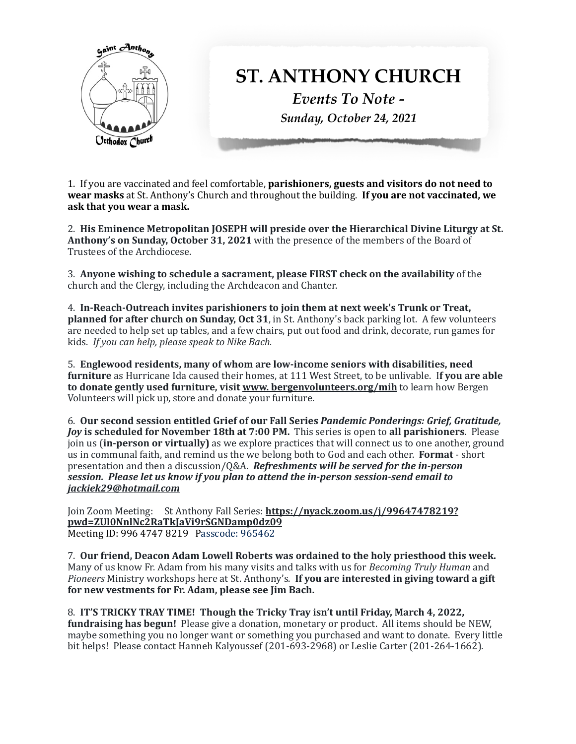# ST. ANTHONY CHURCH

*Events To Note -*

*Sunday, October 24, 2021*

1. If you are vaccinated and feel comfortable, **parishioners, guests and visitors do not need to wear masks** at St. Anthony's Church and throughout the building. **If you are not vaccinated, we ask that you wear a mask.**

2. **His Eminence Metropolitan JOSEPH will preside over the Hierarchical Divine Liturgy at St. Anthony's on Sunday, October 31, 2021** with the presence of the members of the Board of Trustees of the Archdiocese.

3. **Anyone wishing to schedule a sacrament, please FIRST check on the availability** of the church and the Clergy, including the Archdeacon and Chanter.

4. **In-Reach-Outreach invites parishioners to join them at next week's Trunk or Treat, planned for after church on Sunday, Oct 31**, in St. Anthony's back parking lot. A few volunteers are needed to help set up tables, and a few chairs, put out food and drink, decorate, run games for kids. *If you can help, please speak to Nike Bach.*

5. **Englewood residents, many of whom are low-income seniors with disabilities, need furniture** as Hurricane Ida caused their homes, at 111 West Street, to be unlivable. **If you are able to donate gently used furniture, visit www. bergenvolunteers.org/mih** to learn how Bergen Volunteers will pick up, store and donate your furniture.

6. **Our second session entitled Grief of our Fall Series *Pandemic Ponderings: Grief, Gratitude, Joy* is scheduled for November 18th at 7:00 PM.** This series is open to **all parishioners**. Please join us (**in-person or virtually)** as we explore practices that will connect us to one another, ground us in communal faith, and remind us the we belong both to God and each other. **Format** - short presentation and then a discussion/Q&A. ***Refreshments will be served for the in-person session. Please let us know if you plan to attend the in-person session-send email to jackiek29@hotmail.com***

Join Zoom Meeting: St Anthony Fall Series: **https://nyack.zoom.us/j/99647478219?pwd=ZUl0NnlNc2RaTkJaVi9rSGNDamp0dz09**
Meeting ID: 996 4747 8219 Passcode: 965462

7. **Our friend, Deacon Adam Lowell Roberts was ordained to the holy priesthood this week.** Many of us know Fr. Adam from his many visits and talks with us for *Becoming Truly Human* and *Pioneers* Ministry workshops here at St. Anthony's. **If you are interested in giving toward a gift for new vestments for Fr. Adam, please see Jim Bach.**

8. **IT'S TRICKY TRAY TIME! Though the Tricky Tray isn't until Friday, March 4, 2022, fundraising has begun!** Please give a donation, monetary or product. All items should be NEW, maybe something you no longer want or something you purchased and want to donate. Every little bit helps! Please contact Hanneh Kalyoussef (201-693-2968) or Leslie Carter (201-264-1662).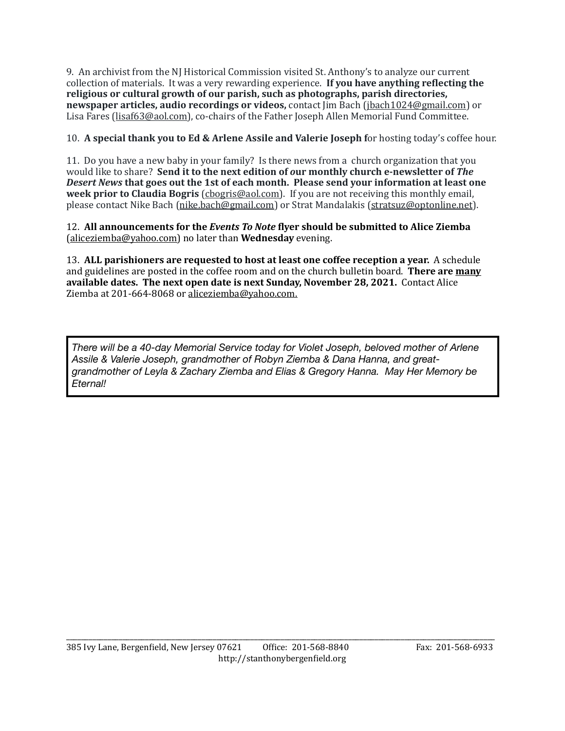9. An archivist from the NJ Historical Commission visited St. Anthony's to analyze our current collection of materials. It was a very rewarding experience. **If you have anything reflecting the religious or cultural growth of our parish, such as photographs, parish directories, newspaper articles, audio recordings or videos,** contact Jim Bach (jbach1024@gmail.com) or Lisa Fares (lisaf63@aol.com), co-chairs of the Father Joseph Allen Memorial Fund Committee.

10. **A special thank you to Ed & Arlene Assile and Valerie Joseph f**or hosting today's coffee hour.

11. Do you have a new baby in your family? Is there news from a church organization that you would like to share? **Send it to the next edition of *o*ur monthly church e-newsletter of *The Desert News* that goes out the 1st of each month. Please send your information at least one week prior to Claudia Bogris** (cbogris@aol.com). If you are not receiving this monthly email, please contact Nike Bach (nike.bach@gmail.com) or Strat Mandalakis (stratsuz@optonline.net).

12. **All announcements for the *Events To Note* flyer should be submitted to Alice Ziemba** (aliceziemba@yahoo.com) no later than **Wednesday** evening.

13. **ALL parishioners are requested to host at least one coffee reception a year.** A schedule and guidelines are posted in the coffee room and on the church bulletin board. **There are <u>many</u> available dates. The next open date is next Sunday, November 28, 2021.** Contact Alice Ziemba at 201-664-8068 or aliceziemba@yahoo.com.

*There will be a 40-day Memorial Service today for Violet Joseph, beloved mother of Arlene Assile & Valerie Joseph, grandmother of Robyn Ziemba & Dana Hanna, and great-grandmother of Leyla & Zachary Ziemba and Elias & Gregory Hanna. May Her Memory be Eternal!*